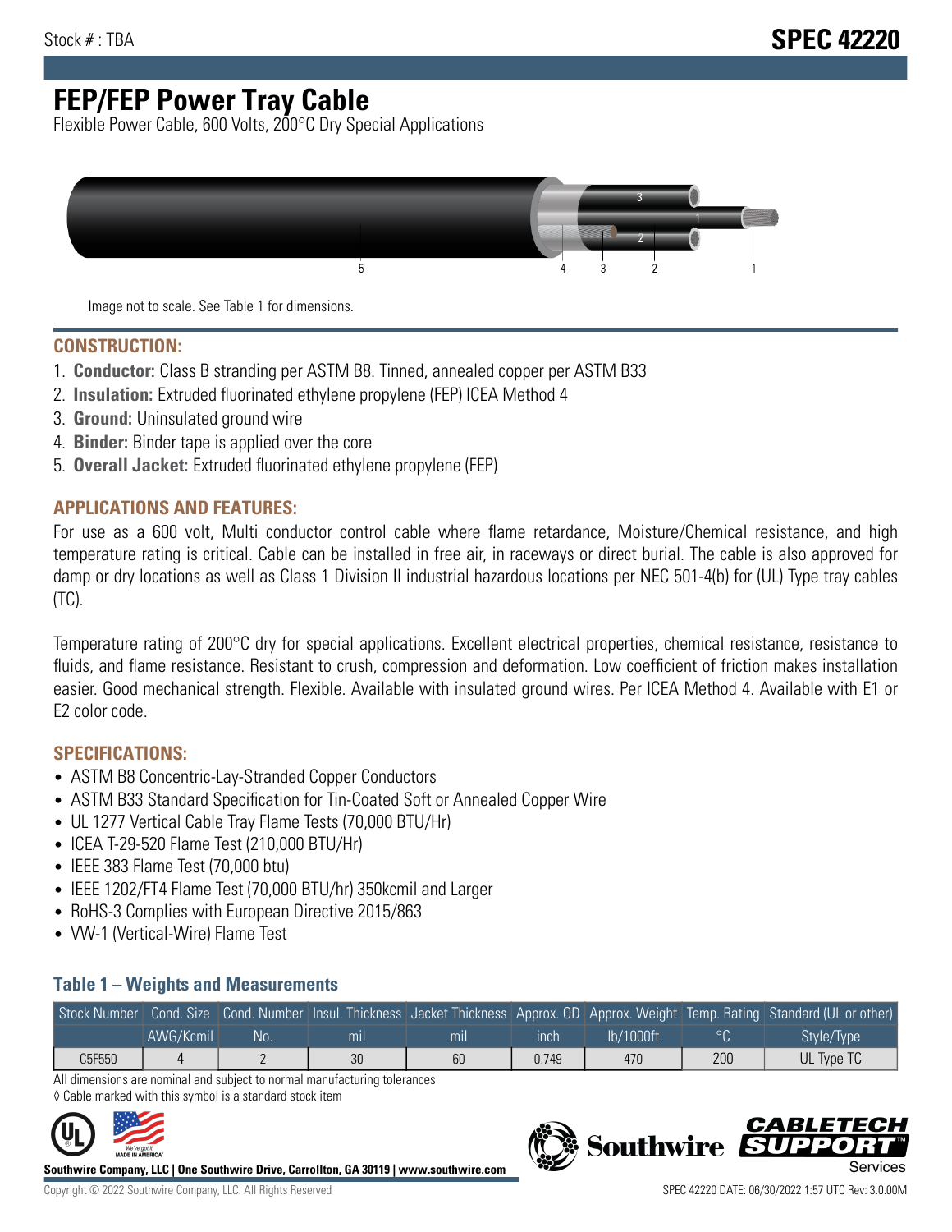Stock # : TBA

# SPEC 42220

# FEP/FEP Power Tray Cable

Flexible Power Cable, 600 Volts, 200°C Dry Special Applications

Image not to scale. See Table 1 for dimensions.

## CONSTRUCTION:

1. **Conductor:** Class B stranding per ASTM B8. Tinned, annealed copper per ASTM B33
2. **Insulation:** Extruded fluorinated ethylene propylene (FEP) ICEA Method 4
3. **Ground:** Uninsulated ground wire
4. **Binder:** Binder tape is applied over the core
5. **Overall Jacket:** Extruded fluorinated ethylene propylene (FEP)

## APPLICATIONS AND FEATURES:

For use as a 600 volt, Multi conductor control cable where flame retardance, Moisture/Chemical resistance, and high temperature rating is critical. Cable can be installed in free air, in raceways or direct burial. The cable is also approved for damp or dry locations as well as Class 1 Division II industrial hazardous locations per NEC 501-4(b) for (UL) Type tray cables (TC).

Temperature rating of 200°C dry for special applications. Excellent electrical properties, chemical resistance, resistance to fluids, and flame resistance. Resistant to crush, compression and deformation. Low coefficient of friction makes installation easier. Good mechanical strength. Flexible. Available with insulated ground wires. Per ICEA Method 4. Available with E1 or E2 color code.

## SPECIFICATIONS:

- ASTM B8 Concentric-Lay-Stranded Copper Conductors
- ASTM B33 Standard Specification for Tin-Coated Soft or Annealed Copper Wire
- UL 1277 Vertical Cable Tray Flame Tests (70,000 BTU/Hr)
- ICEA T-29-520 Flame Test (210,000 BTU/Hr)
- IEEE 383 Flame Test (70,000 btu)
- IEEE 1202/FT4 Flame Test (70,000 BTU/hr) 350kcmil and Larger
- RoHS-3 Complies with European Directive 2015/863
- VW-1 (Vertical-Wire) Flame Test

### Table 1 – Weights and Measurements

| Stock Number | Cond. Size | Cond. Number | Insul. Thickness | Jacket Thickness | Approx. OD | Approx. Weight | Temp. Rating | Standard (UL or other) |
|---|---|---|---|---|---|---|---|---|
| | AWG/Kcmil | No. | mil | mil | inch | lb/1000ft | °C | Style/Type |
| C5F550 | 4 | 2 | 30 | 60 | 0.749 | 470 | 200 | UL Type TC |

All dimensions are nominal and subject to normal manufacturing tolerances

◊ Cable marked with this symbol is a standard stock item

**Southwire Company, LLC | One Southwire Drive, Carrollton, GA 30119 | www.southwire.com**

Copyright © 2022 Southwire Company, LLC. All Rights Reserved

SPEC 42220 DATE: 06/30/2022 1:57 UTC Rev: 3.0.00M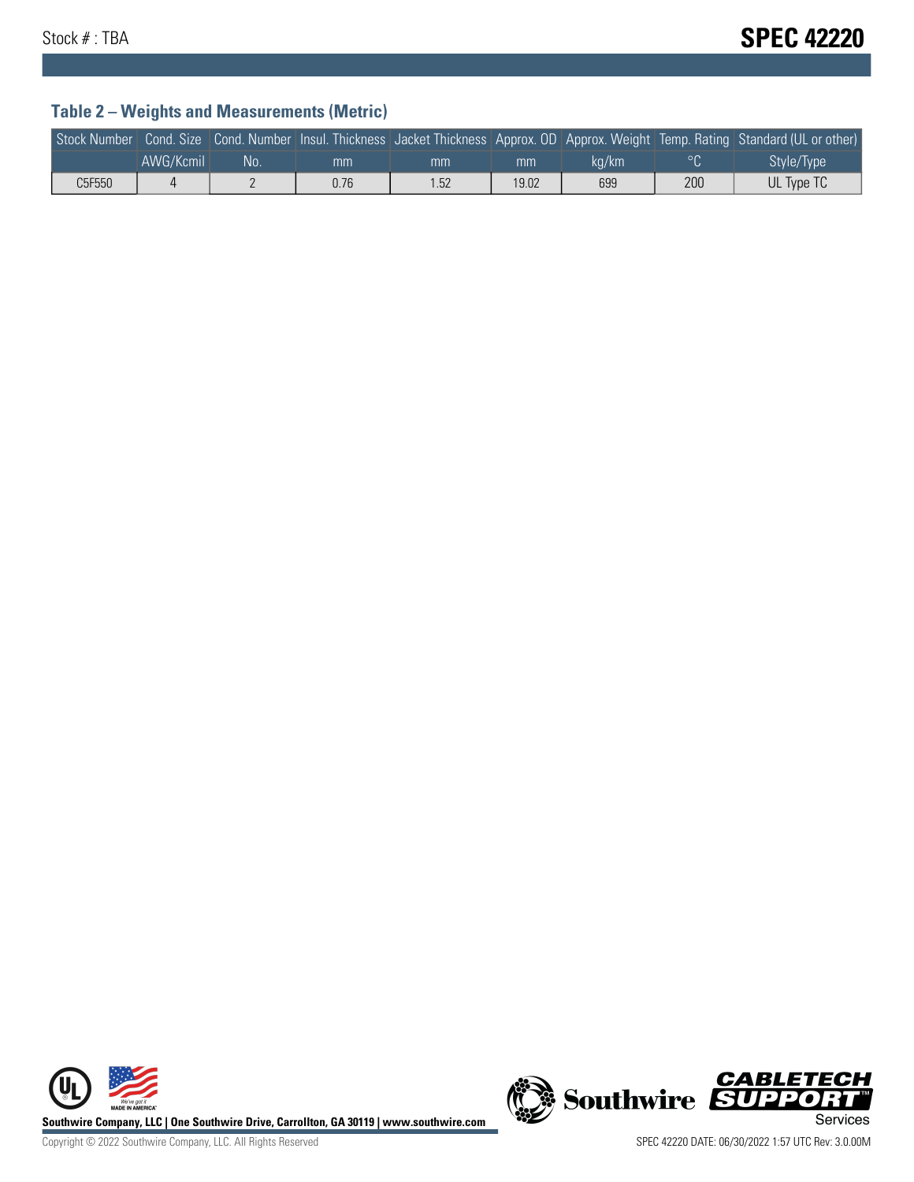## Table 2 – Weights and Measurements (Metric)

| Stock Number | Cond. Size | Cond. Number | Insul. Thickness | Jacket Thickness | Approx. OD | Approx. Weight | Temp. Rating | Standard (UL or other) |
|---|---|---|---|---|---|---|---|---|
| | AWG/Kcmil | No. | mm | mm | mm | kg/km | °C | Style/Type |
| C5F550 | 4 | 2 | 0.76 | 1.52 | 19.02 | 699 | 200 | UL Type TC |

Southwire Company, LLC | One Southwire Drive, Carrollton, GA 30119 | www.southwire.com

Copyright © 2022 Southwire Company, LLC. All Rights Reserved

SPEC 42220 DATE: 06/30/2022 1:57 UTC Rev: 3.0.00M